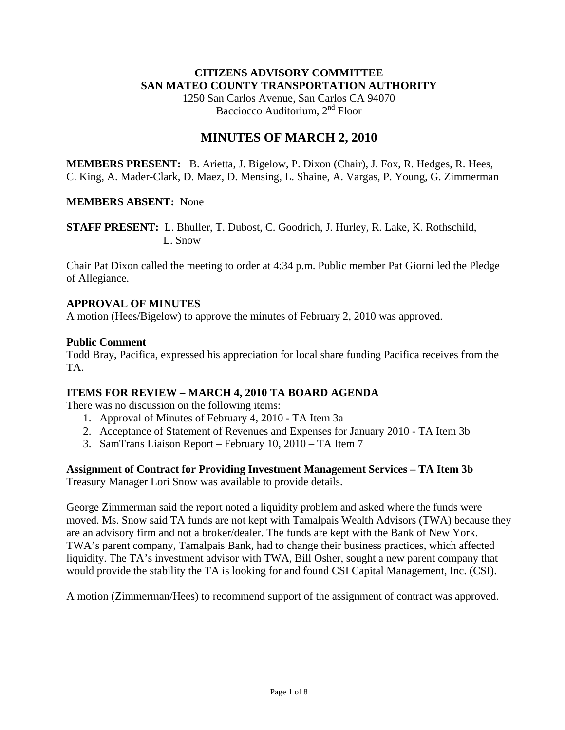**CITIZENS ADVISORY COMMITTEE**
**SAN MATEO COUNTY TRANSPORTATION AUTHORITY**
1250 San Carlos Avenue, San Carlos CA 94070
Bacciocco Auditorium, 2nd Floor

# MINUTES OF MARCH 2, 2010

**MEMBERS PRESENT:** B. Arietta, J. Bigelow, P. Dixon (Chair), J. Fox, R. Hedges, R. Hees, C. King, A. Mader-Clark, D. Maez, D. Mensing, L. Shaine, A. Vargas, P. Young, G. Zimmerman

**MEMBERS ABSENT:** None

**STAFF PRESENT:** L. Bhuller, T. Dubost, C. Goodrich, J. Hurley, R. Lake, K. Rothschild, L. Snow

Chair Pat Dixon called the meeting to order at 4:34 p.m. Public member Pat Giorni led the Pledge of Allegiance.

**APPROVAL OF MINUTES**
A motion (Hees/Bigelow) to approve the minutes of February 2, 2010 was approved.

**Public Comment**
Todd Bray, Pacifica, expressed his appreciation for local share funding Pacifica receives from the TA.

**ITEMS FOR REVIEW – MARCH 4, 2010 TA BOARD AGENDA**
There was no discussion on the following items:

1. Approval of Minutes of February 4, 2010 - TA Item 3a
2. Acceptance of Statement of Revenues and Expenses for January 2010 - TA Item 3b
3. SamTrans Liaison Report – February 10, 2010 – TA Item 7

**Assignment of Contract for Providing Investment Management Services – TA Item 3b**
Treasury Manager Lori Snow was available to provide details.

George Zimmerman said the report noted a liquidity problem and asked where the funds were moved. Ms. Snow said TA funds are not kept with Tamalpais Wealth Advisors (TWA) because they are an advisory firm and not a broker/dealer. The funds are kept with the Bank of New York. TWA's parent company, Tamalpais Bank, had to change their business practices, which affected liquidity. The TA's investment advisor with TWA, Bill Osher, sought a new parent company that would provide the stability the TA is looking for and found CSI Capital Management, Inc. (CSI).

A motion (Zimmerman/Hees) to recommend support of the assignment of contract was approved.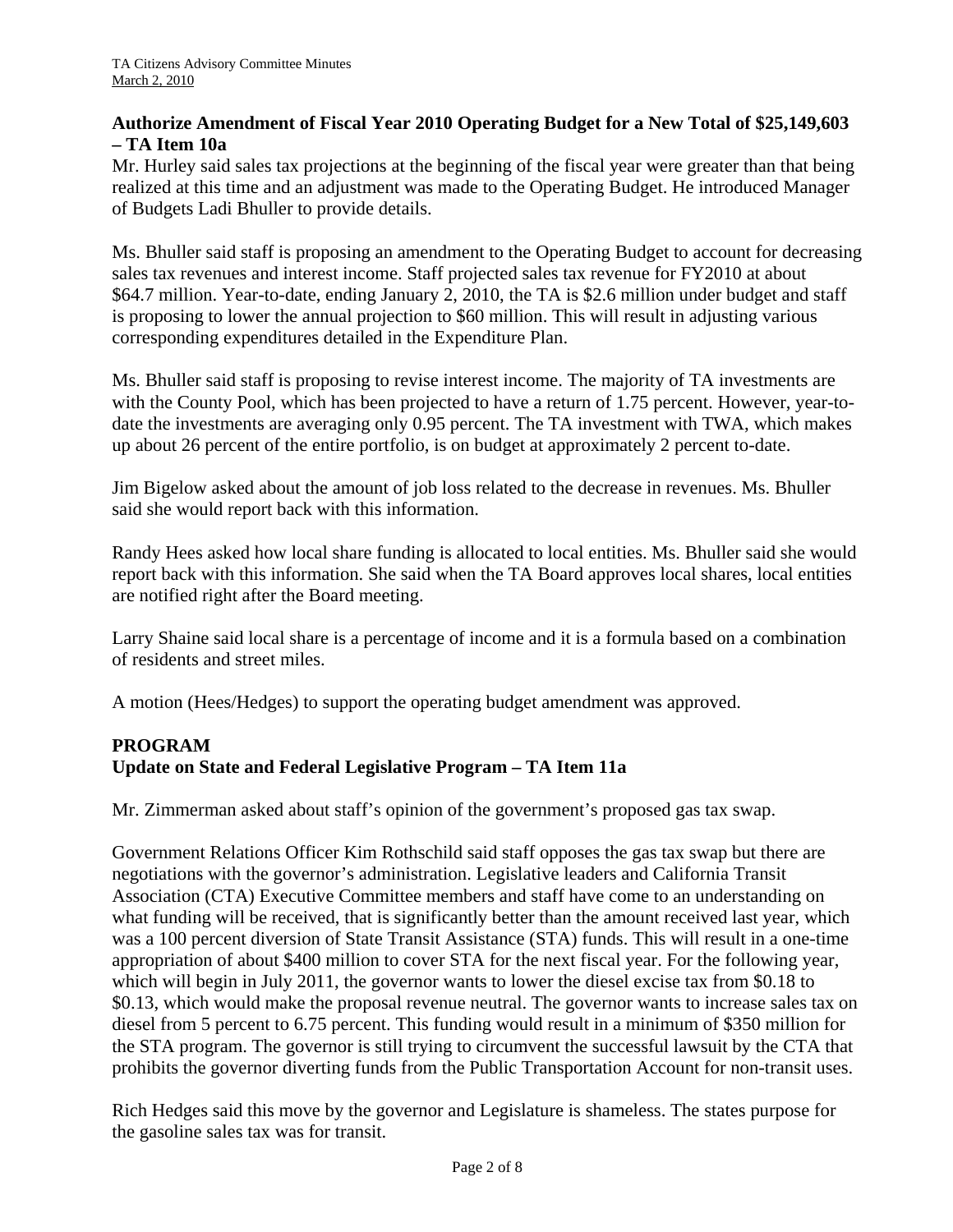**Authorize Amendment of Fiscal Year 2010 Operating Budget for a New Total of $25,149,603 – TA Item 10a**

Mr. Hurley said sales tax projections at the beginning of the fiscal year were greater than that being realized at this time and an adjustment was made to the Operating Budget. He introduced Manager of Budgets Ladi Bhuller to provide details.

Ms. Bhuller said staff is proposing an amendment to the Operating Budget to account for decreasing sales tax revenues and interest income. Staff projected sales tax revenue for FY2010 at about $64.7 million. Year-to-date, ending January 2, 2010, the TA is $2.6 million under budget and staff is proposing to lower the annual projection to $60 million. This will result in adjusting various corresponding expenditures detailed in the Expenditure Plan.

Ms. Bhuller said staff is proposing to revise interest income. The majority of TA investments are with the County Pool, which has been projected to have a return of 1.75 percent. However, year-to-date the investments are averaging only 0.95 percent. The TA investment with TWA, which makes up about 26 percent of the entire portfolio, is on budget at approximately 2 percent to-date.

Jim Bigelow asked about the amount of job loss related to the decrease in revenues. Ms. Bhuller said she would report back with this information.

Randy Hees asked how local share funding is allocated to local entities. Ms. Bhuller said she would report back with this information. She said when the TA Board approves local shares, local entities are notified right after the Board meeting.

Larry Shaine said local share is a percentage of income and it is a formula based on a combination of residents and street miles.

A motion (Hees/Hedges) to support the operating budget amendment was approved.

**PROGRAM**

**Update on State and Federal Legislative Program – TA Item 11a**

Mr. Zimmerman asked about staff's opinion of the government's proposed gas tax swap.

Government Relations Officer Kim Rothschild said staff opposes the gas tax swap but there are negotiations with the governor's administration. Legislative leaders and California Transit Association (CTA) Executive Committee members and staff have come to an understanding on what funding will be received, that is significantly better than the amount received last year, which was a 100 percent diversion of State Transit Assistance (STA) funds. This will result in a one-time appropriation of about $400 million to cover STA for the next fiscal year. For the following year, which will begin in July 2011, the governor wants to lower the diesel excise tax from $0.18 to $0.13, which would make the proposal revenue neutral. The governor wants to increase sales tax on diesel from 5 percent to 6.75 percent. This funding would result in a minimum of $350 million for the STA program. The governor is still trying to circumvent the successful lawsuit by the CTA that prohibits the governor diverting funds from the Public Transportation Account for non-transit uses.

Rich Hedges said this move by the governor and Legislature is shameless. The states purpose for the gasoline sales tax was for transit.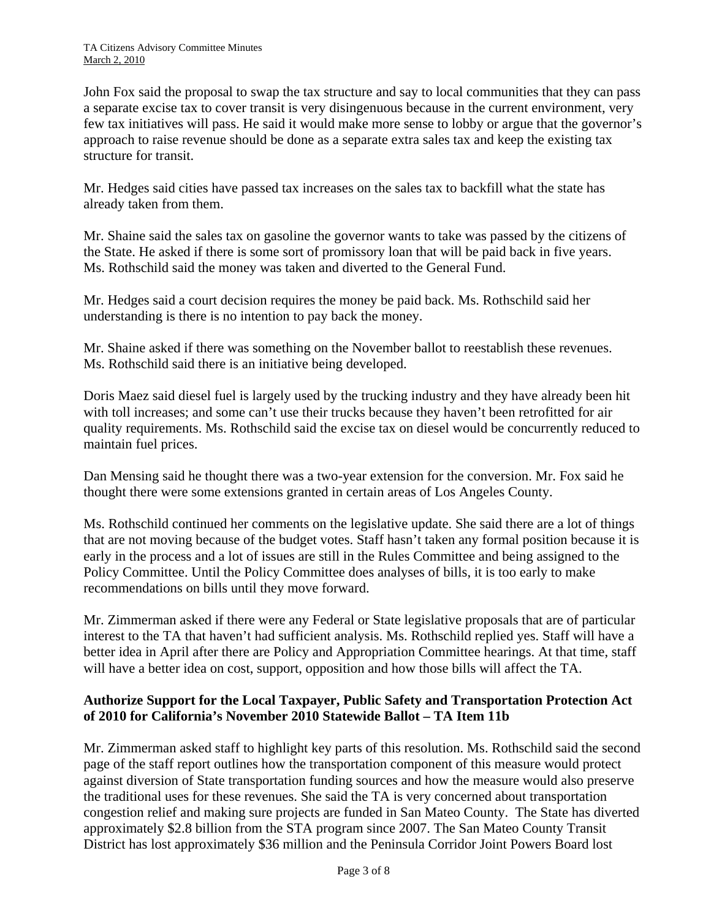John Fox said the proposal to swap the tax structure and say to local communities that they can pass a separate excise tax to cover transit is very disingenuous because in the current environment, very few tax initiatives will pass. He said it would make more sense to lobby or argue that the governor's approach to raise revenue should be done as a separate extra sales tax and keep the existing tax structure for transit.

Mr. Hedges said cities have passed tax increases on the sales tax to backfill what the state has already taken from them.

Mr. Shaine said the sales tax on gasoline the governor wants to take was passed by the citizens of the State. He asked if there is some sort of promissory loan that will be paid back in five years. Ms. Rothschild said the money was taken and diverted to the General Fund.

Mr. Hedges said a court decision requires the money be paid back. Ms. Rothschild said her understanding is there is no intention to pay back the money.

Mr. Shaine asked if there was something on the November ballot to reestablish these revenues. Ms. Rothschild said there is an initiative being developed.

Doris Maez said diesel fuel is largely used by the trucking industry and they have already been hit with toll increases; and some can't use their trucks because they haven't been retrofitted for air quality requirements. Ms. Rothschild said the excise tax on diesel would be concurrently reduced to maintain fuel prices.

Dan Mensing said he thought there was a two-year extension for the conversion. Mr. Fox said he thought there were some extensions granted in certain areas of Los Angeles County.

Ms. Rothschild continued her comments on the legislative update. She said there are a lot of things that are not moving because of the budget votes. Staff hasn't taken any formal position because it is early in the process and a lot of issues are still in the Rules Committee and being assigned to the Policy Committee. Until the Policy Committee does analyses of bills, it is too early to make recommendations on bills until they move forward.

Mr. Zimmerman asked if there were any Federal or State legislative proposals that are of particular interest to the TA that haven't had sufficient analysis. Ms. Rothschild replied yes. Staff will have a better idea in April after there are Policy and Appropriation Committee hearings. At that time, staff will have a better idea on cost, support, opposition and how those bills will affect the TA.

**Authorize Support for the Local Taxpayer, Public Safety and Transportation Protection Act of 2010 for California's November 2010 Statewide Ballot – TA Item 11b**

Mr. Zimmerman asked staff to highlight key parts of this resolution. Ms. Rothschild said the second page of the staff report outlines how the transportation component of this measure would protect against diversion of State transportation funding sources and how the measure would also preserve the traditional uses for these revenues. She said the TA is very concerned about transportation congestion relief and making sure projects are funded in San Mateo County. The State has diverted approximately $2.8 billion from the STA program since 2007. The San Mateo County Transit District has lost approximately $36 million and the Peninsula Corridor Joint Powers Board lost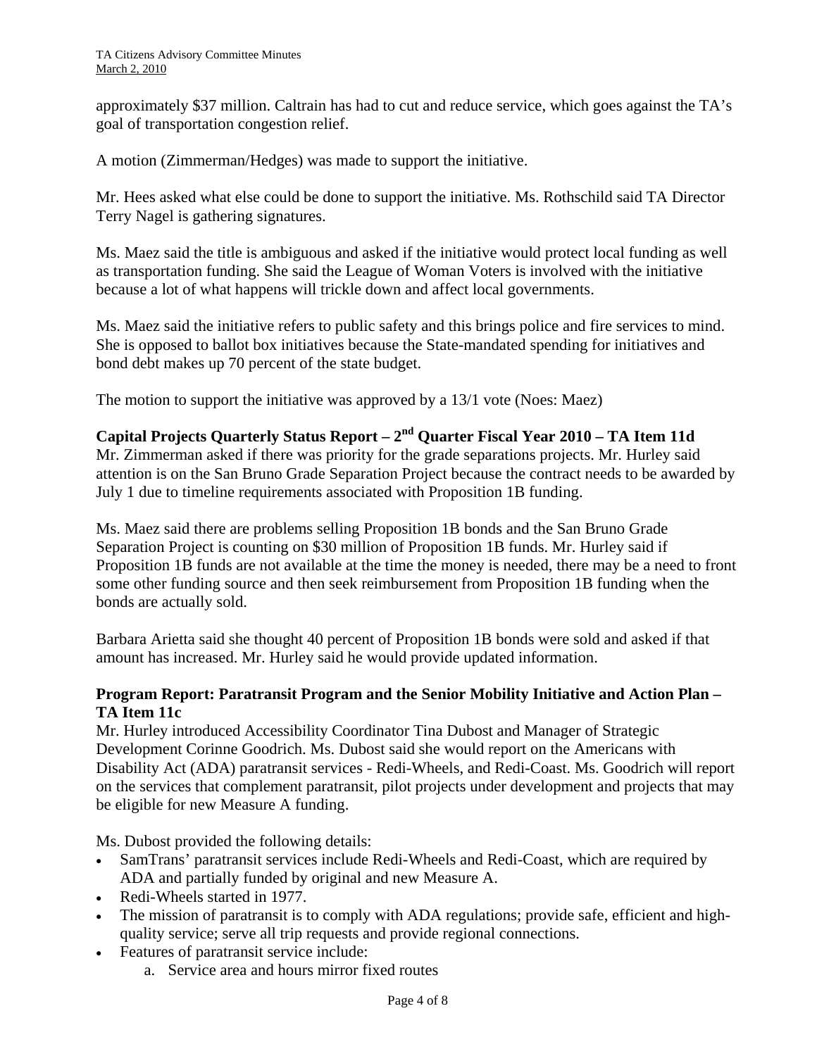approximately $37 million. Caltrain has had to cut and reduce service, which goes against the TA's goal of transportation congestion relief.

A motion (Zimmerman/Hedges) was made to support the initiative.

Mr. Hees asked what else could be done to support the initiative. Ms. Rothschild said TA Director Terry Nagel is gathering signatures.

Ms. Maez said the title is ambiguous and asked if the initiative would protect local funding as well as transportation funding. She said the League of Woman Voters is involved with the initiative because a lot of what happens will trickle down and affect local governments.

Ms. Maez said the initiative refers to public safety and this brings police and fire services to mind. She is opposed to ballot box initiatives because the State-mandated spending for initiatives and bond debt makes up 70 percent of the state budget.

The motion to support the initiative was approved by a 13/1 vote (Noes: Maez)

**Capital Projects Quarterly Status Report – 2nd Quarter Fiscal Year 2010 – TA Item 11d**

Mr. Zimmerman asked if there was priority for the grade separations projects. Mr. Hurley said attention is on the San Bruno Grade Separation Project because the contract needs to be awarded by July 1 due to timeline requirements associated with Proposition 1B funding.

Ms. Maez said there are problems selling Proposition 1B bonds and the San Bruno Grade Separation Project is counting on $30 million of Proposition 1B funds. Mr. Hurley said if Proposition 1B funds are not available at the time the money is needed, there may be a need to front some other funding source and then seek reimbursement from Proposition 1B funding when the bonds are actually sold.

Barbara Arietta said she thought 40 percent of Proposition 1B bonds were sold and asked if that amount has increased. Mr. Hurley said he would provide updated information.

**Program Report: Paratransit Program and the Senior Mobility Initiative and Action Plan – TA Item 11c**

Mr. Hurley introduced Accessibility Coordinator Tina Dubost and Manager of Strategic Development Corinne Goodrich. Ms. Dubost said she would report on the Americans with Disability Act (ADA) paratransit services - Redi-Wheels, and Redi-Coast. Ms. Goodrich will report on the services that complement paratransit, pilot projects under development and projects that may be eligible for new Measure A funding.

Ms. Dubost provided the following details:

- SamTrans' paratransit services include Redi-Wheels and Redi-Coast, which are required by ADA and partially funded by original and new Measure A.
- Redi-Wheels started in 1977.
- The mission of paratransit is to comply with ADA regulations; provide safe, efficient and high-quality service; serve all trip requests and provide regional connections.
- Features of paratransit service include:
  a. Service area and hours mirror fixed routes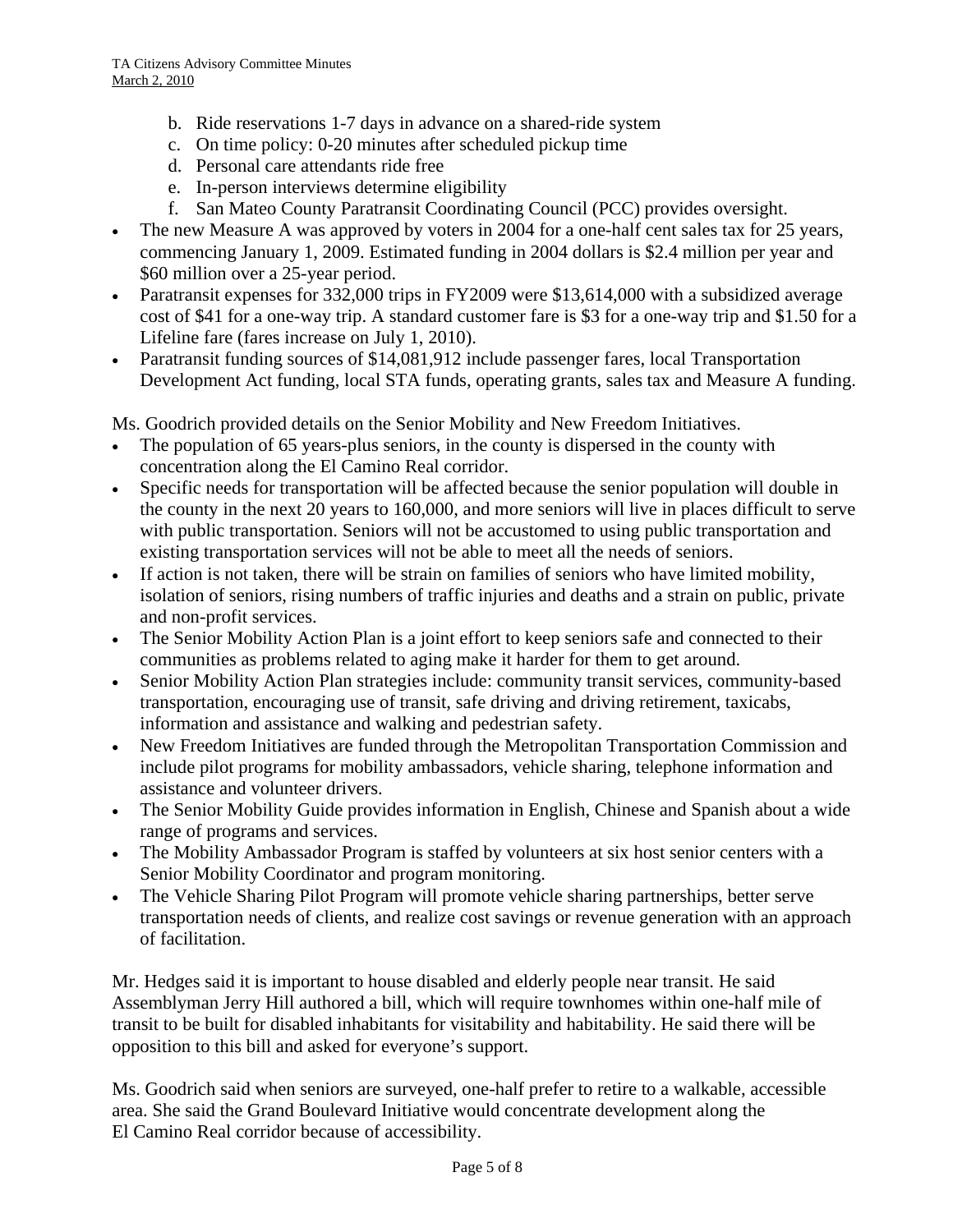b. Ride reservations 1-7 days in advance on a shared-ride system
c. On time policy: 0-20 minutes after scheduled pickup time
d. Personal care attendants ride free
e. In-person interviews determine eligibility
f. San Mateo County Paratransit Coordinating Council (PCC) provides oversight.

- The new Measure A was approved by voters in 2004 for a one-half cent sales tax for 25 years, commencing January 1, 2009. Estimated funding in 2004 dollars is $2.4 million per year and $60 million over a 25-year period.
- Paratransit expenses for 332,000 trips in FY2009 were $13,614,000 with a subsidized average cost of $41 for a one-way trip. A standard customer fare is $3 for a one-way trip and $1.50 for a Lifeline fare (fares increase on July 1, 2010).
- Paratransit funding sources of $14,081,912 include passenger fares, local Transportation Development Act funding, local STA funds, operating grants, sales tax and Measure A funding.

Ms. Goodrich provided details on the Senior Mobility and New Freedom Initiatives.

- The population of 65 years-plus seniors, in the county is dispersed in the county with concentration along the El Camino Real corridor.
- Specific needs for transportation will be affected because the senior population will double in the county in the next 20 years to 160,000, and more seniors will live in places difficult to serve with public transportation. Seniors will not be accustomed to using public transportation and existing transportation services will not be able to meet all the needs of seniors.
- If action is not taken, there will be strain on families of seniors who have limited mobility, isolation of seniors, rising numbers of traffic injuries and deaths and a strain on public, private and non-profit services.
- The Senior Mobility Action Plan is a joint effort to keep seniors safe and connected to their communities as problems related to aging make it harder for them to get around.
- Senior Mobility Action Plan strategies include: community transit services, community-based transportation, encouraging use of transit, safe driving and driving retirement, taxicabs, information and assistance and walking and pedestrian safety.
- New Freedom Initiatives are funded through the Metropolitan Transportation Commission and include pilot programs for mobility ambassadors, vehicle sharing, telephone information and assistance and volunteer drivers.
- The Senior Mobility Guide provides information in English, Chinese and Spanish about a wide range of programs and services.
- The Mobility Ambassador Program is staffed by volunteers at six host senior centers with a Senior Mobility Coordinator and program monitoring.
- The Vehicle Sharing Pilot Program will promote vehicle sharing partnerships, better serve transportation needs of clients, and realize cost savings or revenue generation with an approach of facilitation.

Mr. Hedges said it is important to house disabled and elderly people near transit. He said Assemblyman Jerry Hill authored a bill, which will require townhomes within one-half mile of transit to be built for disabled inhabitants for visitability and habitability. He said there will be opposition to this bill and asked for everyone's support.

Ms. Goodrich said when seniors are surveyed, one-half prefer to retire to a walkable, accessible area. She said the Grand Boulevard Initiative would concentrate development along the El Camino Real corridor because of accessibility.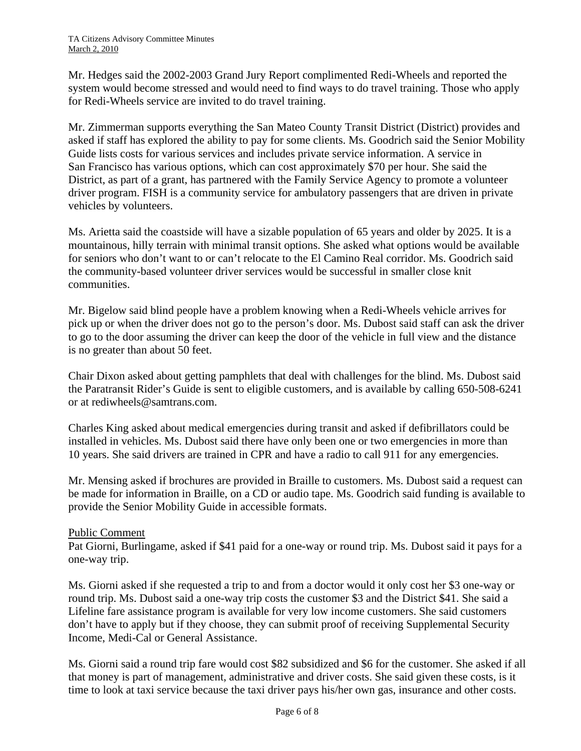Mr. Hedges said the 2002-2003 Grand Jury Report complimented Redi-Wheels and reported the system would become stressed and would need to find ways to do travel training. Those who apply for Redi-Wheels service are invited to do travel training.

Mr. Zimmerman supports everything the San Mateo County Transit District (District) provides and asked if staff has explored the ability to pay for some clients. Ms. Goodrich said the Senior Mobility Guide lists costs for various services and includes private service information. A service in San Francisco has various options, which can cost approximately $70 per hour. She said the District, as part of a grant, has partnered with the Family Service Agency to promote a volunteer driver program. FISH is a community service for ambulatory passengers that are driven in private vehicles by volunteers.

Ms. Arietta said the coastside will have a sizable population of 65 years and older by 2025. It is a mountainous, hilly terrain with minimal transit options. She asked what options would be available for seniors who don't want to or can't relocate to the El Camino Real corridor. Ms. Goodrich said the community-based volunteer driver services would be successful in smaller close knit communities.

Mr. Bigelow said blind people have a problem knowing when a Redi-Wheels vehicle arrives for pick up or when the driver does not go to the person's door. Ms. Dubost said staff can ask the driver to go to the door assuming the driver can keep the door of the vehicle in full view and the distance is no greater than about 50 feet.

Chair Dixon asked about getting pamphlets that deal with challenges for the blind. Ms. Dubost said the Paratransit Rider's Guide is sent to eligible customers, and is available by calling 650-508-6241 or at rediwheels@samtrans.com.

Charles King asked about medical emergencies during transit and asked if defibrillators could be installed in vehicles. Ms. Dubost said there have only been one or two emergencies in more than 10 years. She said drivers are trained in CPR and have a radio to call 911 for any emergencies.

Mr. Mensing asked if brochures are provided in Braille to customers. Ms. Dubost said a request can be made for information in Braille, on a CD or audio tape. Ms. Goodrich said funding is available to provide the Senior Mobility Guide in accessible formats.

Public Comment

Pat Giorni, Burlingame, asked if $41 paid for a one-way or round trip. Ms. Dubost said it pays for a one-way trip.

Ms. Giorni asked if she requested a trip to and from a doctor would it only cost her $3 one-way or round trip. Ms. Dubost said a one-way trip costs the customer $3 and the District $41. She said a Lifeline fare assistance program is available for very low income customers. She said customers don't have to apply but if they choose, they can submit proof of receiving Supplemental Security Income, Medi-Cal or General Assistance.

Ms. Giorni said a round trip fare would cost $82 subsidized and $6 for the customer. She asked if all that money is part of management, administrative and driver costs. She said given these costs, is it time to look at taxi service because the taxi driver pays his/her own gas, insurance and other costs.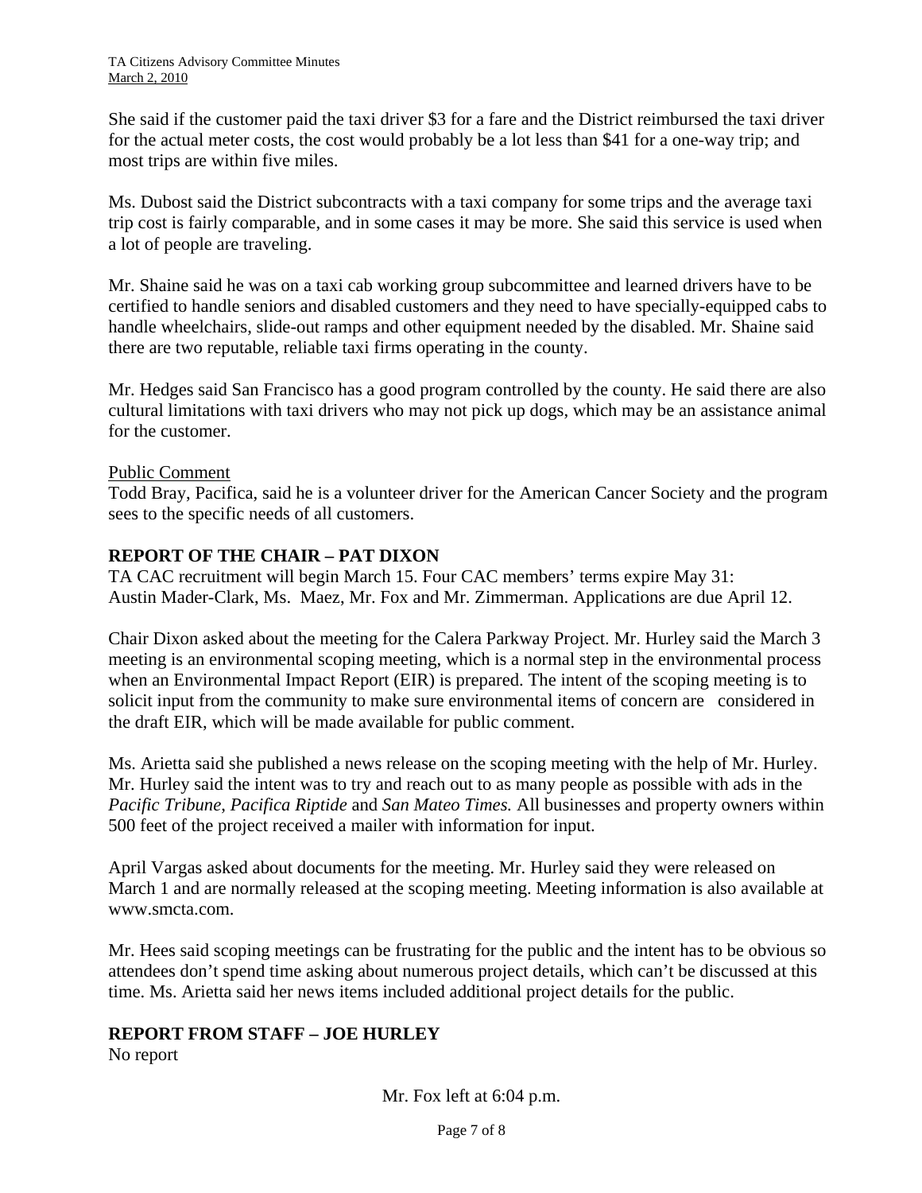She said if the customer paid the taxi driver $3 for a fare and the District reimbursed the taxi driver for the actual meter costs, the cost would probably be a lot less than $41 for a one-way trip; and most trips are within five miles.

Ms. Dubost said the District subcontracts with a taxi company for some trips and the average taxi trip cost is fairly comparable, and in some cases it may be more. She said this service is used when a lot of people are traveling.

Mr. Shaine said he was on a taxi cab working group subcommittee and learned drivers have to be certified to handle seniors and disabled customers and they need to have specially-equipped cabs to handle wheelchairs, slide-out ramps and other equipment needed by the disabled. Mr. Shaine said there are two reputable, reliable taxi firms operating in the county.

Mr. Hedges said San Francisco has a good program controlled by the county. He said there are also cultural limitations with taxi drivers who may not pick up dogs, which may be an assistance animal for the customer.

Public Comment

Todd Bray, Pacifica, said he is a volunteer driver for the American Cancer Society and the program sees to the specific needs of all customers.

## REPORT OF THE CHAIR – PAT DIXON

TA CAC recruitment will begin March 15. Four CAC members' terms expire May 31: Austin Mader-Clark, Ms. Maez, Mr. Fox and Mr. Zimmerman. Applications are due April 12.

Chair Dixon asked about the meeting for the Calera Parkway Project. Mr. Hurley said the March 3 meeting is an environmental scoping meeting, which is a normal step in the environmental process when an Environmental Impact Report (EIR) is prepared. The intent of the scoping meeting is to solicit input from the community to make sure environmental items of concern are considered in the draft EIR, which will be made available for public comment.

Ms. Arietta said she published a news release on the scoping meeting with the help of Mr. Hurley. Mr. Hurley said the intent was to try and reach out to as many people as possible with ads in the *Pacific Tribune*, *Pacifica Riptide* and *San Mateo Times.* All businesses and property owners within 500 feet of the project received a mailer with information for input.

April Vargas asked about documents for the meeting. Mr. Hurley said they were released on March 1 and are normally released at the scoping meeting. Meeting information is also available at www.smcta.com.

Mr. Hees said scoping meetings can be frustrating for the public and the intent has to be obvious so attendees don't spend time asking about numerous project details, which can't be discussed at this time. Ms. Arietta said her news items included additional project details for the public.

## REPORT FROM STAFF – JOE HURLEY

No report

Mr. Fox left at 6:04 p.m.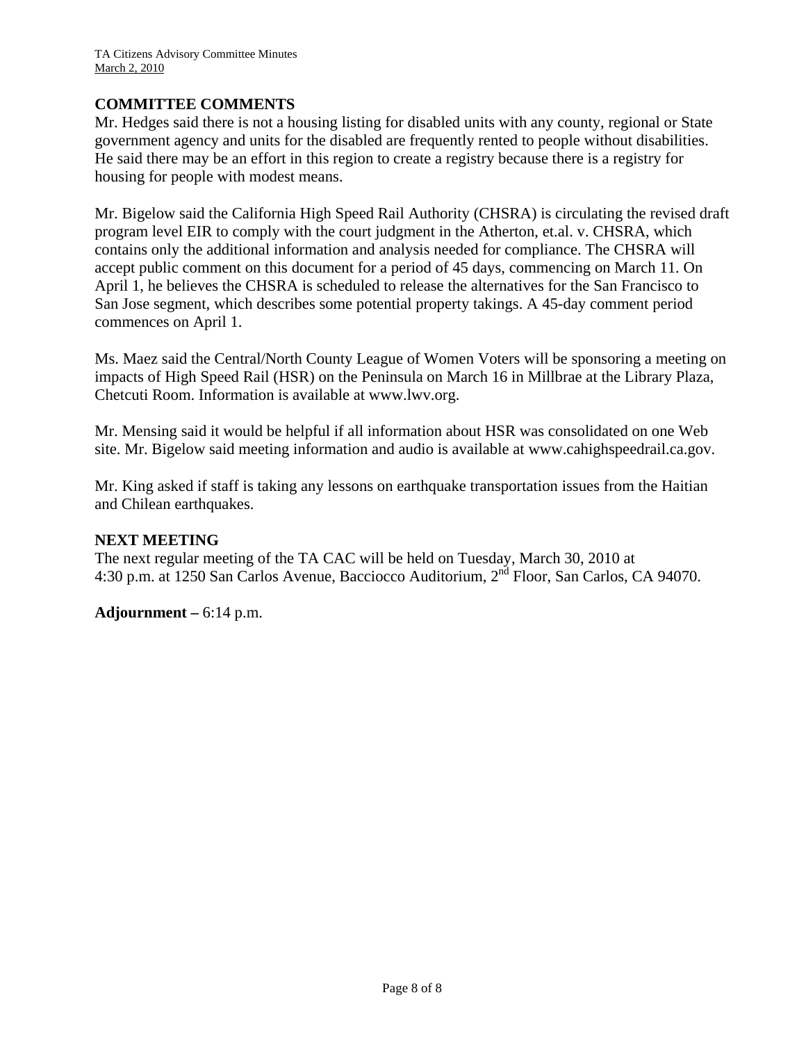## COMMITTEE COMMENTS

Mr. Hedges said there is not a housing listing for disabled units with any county, regional or State government agency and units for the disabled are frequently rented to people without disabilities. He said there may be an effort in this region to create a registry because there is a registry for housing for people with modest means.

Mr. Bigelow said the California High Speed Rail Authority (CHSRA) is circulating the revised draft program level EIR to comply with the court judgment in the Atherton, et.al. v. CHSRA, which contains only the additional information and analysis needed for compliance. The CHSRA will accept public comment on this document for a period of 45 days, commencing on March 11. On April 1, he believes the CHSRA is scheduled to release the alternatives for the San Francisco to San Jose segment, which describes some potential property takings. A 45-day comment period commences on April 1.

Ms. Maez said the Central/North County League of Women Voters will be sponsoring a meeting on impacts of High Speed Rail (HSR) on the Peninsula on March 16 in Millbrae at the Library Plaza, Chetcuti Room. Information is available at www.lwv.org.

Mr. Mensing said it would be helpful if all information about HSR was consolidated on one Web site. Mr. Bigelow said meeting information and audio is available at www.cahighspeedrail.ca.gov.

Mr. King asked if staff is taking any lessons on earthquake transportation issues from the Haitian and Chilean earthquakes.

## NEXT MEETING

The next regular meeting of the TA CAC will be held on Tuesday, March 30, 2010 at 4:30 p.m. at 1250 San Carlos Avenue, Bacciocco Auditorium, 2nd Floor, San Carlos, CA 94070.

**Adjournment –** 6:14 p.m.